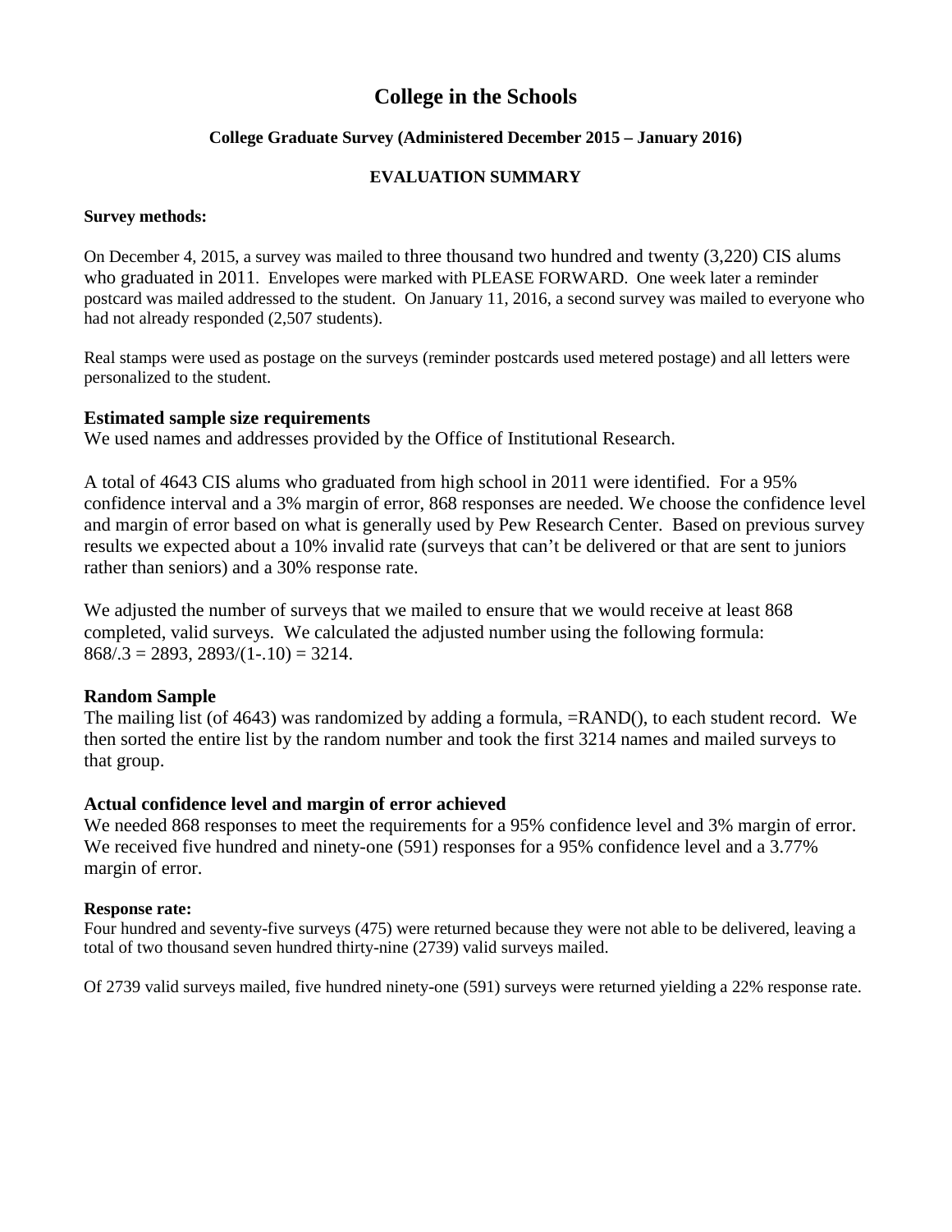# College in the Schools

### College Graduate Survey (Administered December 2015 – January 2016)

### EVALUATION SUMMARY

**Survey methods:**

On December 4, 2015, a survey was mailed to three thousand two hundred and twenty (3,220) CIS alums who graduated in 2011. Envelopes were marked with PLEASE FORWARD. One week later a reminder postcard was mailed addressed to the student. On January 11, 2016, a second survey was mailed to everyone who had not already responded (2,507 students).

Real stamps were used as postage on the surveys (reminder postcards used metered postage) and all letters were personalized to the student.

## Estimated sample size requirements

We used names and addresses provided by the Office of Institutional Research.

A total of 4643 CIS alums who graduated from high school in 2011 were identified. For a 95% confidence interval and a 3% margin of error, 868 responses are needed. We choose the confidence level and margin of error based on what is generally used by Pew Research Center. Based on previous survey results we expected about a 10% invalid rate (surveys that can't be delivered or that are sent to juniors rather than seniors) and a 30% response rate.

We adjusted the number of surveys that we mailed to ensure that we would receive at least 868 completed, valid surveys. We calculated the adjusted number using the following formula: $868/.3 = 2893$, $2893/(1-.10) = 3214$.

## Random Sample

The mailing list (of 4643) was randomized by adding a formula, =RAND(), to each student record. We then sorted the entire list by the random number and took the first 3214 names and mailed surveys to that group.

## Actual confidence level and margin of error achieved

We needed 868 responses to meet the requirements for a 95% confidence level and 3% margin of error. We received five hundred and ninety-one (591) responses for a 95% confidence level and a 3.77% margin of error.

**Response rate:**

Four hundred and seventy-five surveys (475) were returned because they were not able to be delivered, leaving a total of two thousand seven hundred thirty-nine (2739) valid surveys mailed.

Of 2739 valid surveys mailed, five hundred ninety-one (591) surveys were returned yielding a 22% response rate.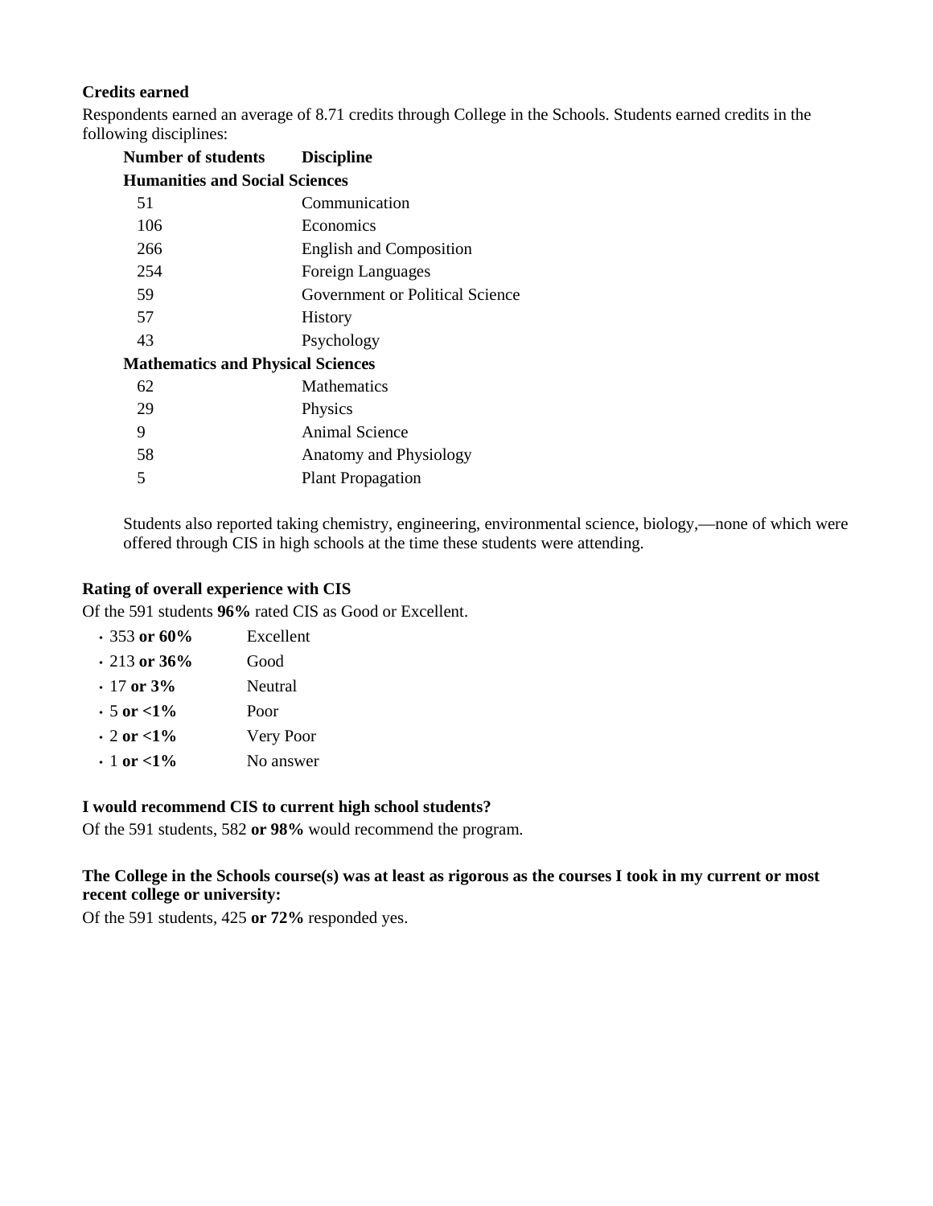**Credits earned**

Respondents earned an average of 8.71 credits through College in the Schools. Students earned credits in the following disciplines:

| Number of students | Discipline |
|---|---|
| **Humanities and Social Sciences** | |
| 51 | Communication |
| 106 | Economics |
| 266 | English and Composition |
| 254 | Foreign Languages |
| 59 | Government or Political Science |
| 57 | History |
| 43 | Psychology |
| **Mathematics and Physical Sciences** | |
| 62 | Mathematics |
| 29 | Physics |
| 9 | Animal Science |
| 58 | Anatomy and Physiology |
| 5 | Plant Propagation |

Students also reported taking chemistry, engineering, environmental science, biology,—none of which were offered through CIS in high schools at the time these students were attending.

**Rating of overall experience with CIS**

Of the 591 students **96%** rated CIS as Good or Excellent.

- 353 **or 60%** Excellent
- 213 **or 36%** Good
- 17 **or 3%** Neutral
- 5 **or <1%** Poor
- 2 **or <1%** Very Poor
- 1 **or <1%** No answer

**I would recommend CIS to current high school students?**

Of the 591 students, 582 **or 98%** would recommend the program.

**The College in the Schools course(s) was at least as rigorous as the courses I took in my current or most recent college or university:**

Of the 591 students, 425 **or 72%** responded yes.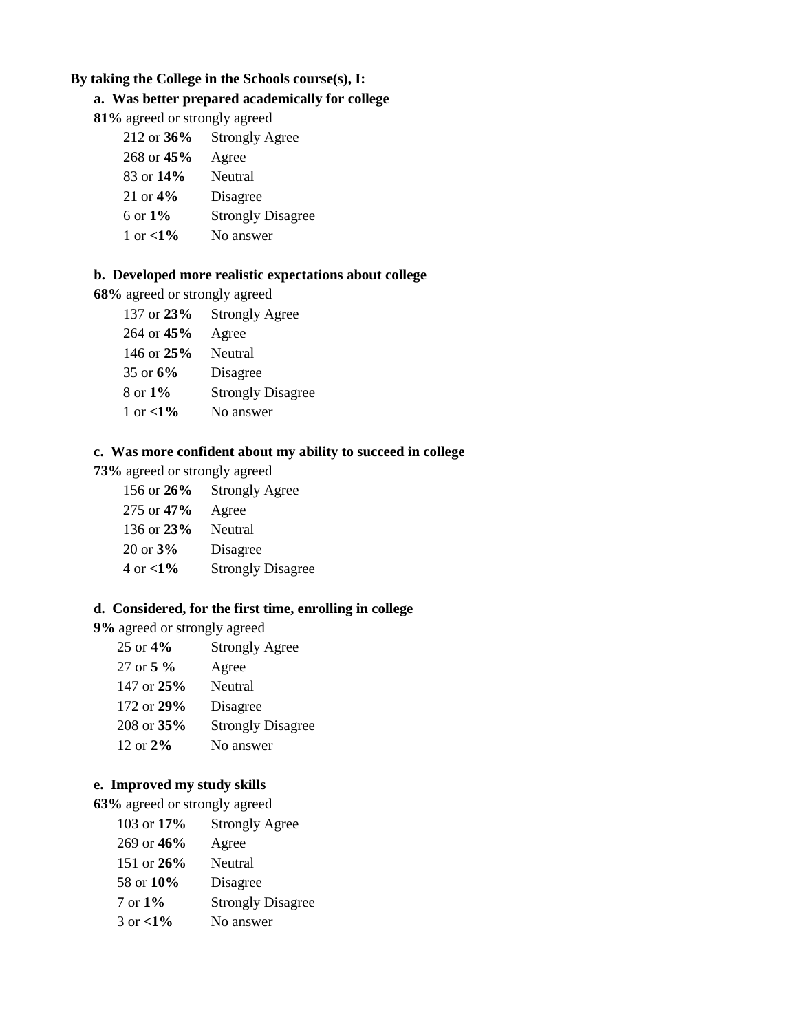**By taking the College in the Schools course(s), I:**

**a. Was better prepared academically for college**

**81%** agreed or strongly agreed

| | |
|---|---|
| 212 or **36%** | Strongly Agree |
| 268 or **45%** | Agree |
| 83 or **14%** | Neutral |
| 21 or **4%** | Disagree |
| 6 or **1%** | Strongly Disagree |
| 1 or **<1%** | No answer |

**b. Developed more realistic expectations about college**

**68%** agreed or strongly agreed

| | |
|---|---|
| 137 or **23%** | Strongly Agree |
| 264 or **45%** | Agree |
| 146 or **25%** | Neutral |
| 35 or **6%** | Disagree |
| 8 or **1%** | Strongly Disagree |
| 1 or **<1%** | No answer |

**c. Was more confident about my ability to succeed in college**

**73%** agreed or strongly agreed

| | |
|---|---|
| 156 or **26%** | Strongly Agree |
| 275 or **47%** | Agree |
| 136 or **23%** | Neutral |
| 20 or **3%** | Disagree |
| 4 or **<1%** | Strongly Disagree |

**d. Considered, for the first time, enrolling in college**

**9%** agreed or strongly agreed

| | |
|---|---|
| 25 or **4%** | Strongly Agree |
| 27 or **5 %** | Agree |
| 147 or **25%** | Neutral |
| 172 or **29%** | Disagree |
| 208 or **35%** | Strongly Disagree |
| 12 or **2%** | No answer |

**e. Improved my study skills**

**63%** agreed or strongly agreed

| | |
|---|---|
| 103 or **17%** | Strongly Agree |
| 269 or **46%** | Agree |
| 151 or **26%** | Neutral |
| 58 or **10%** | Disagree |
| 7 or **1%** | Strongly Disagree |
| 3 or **<1%** | No answer |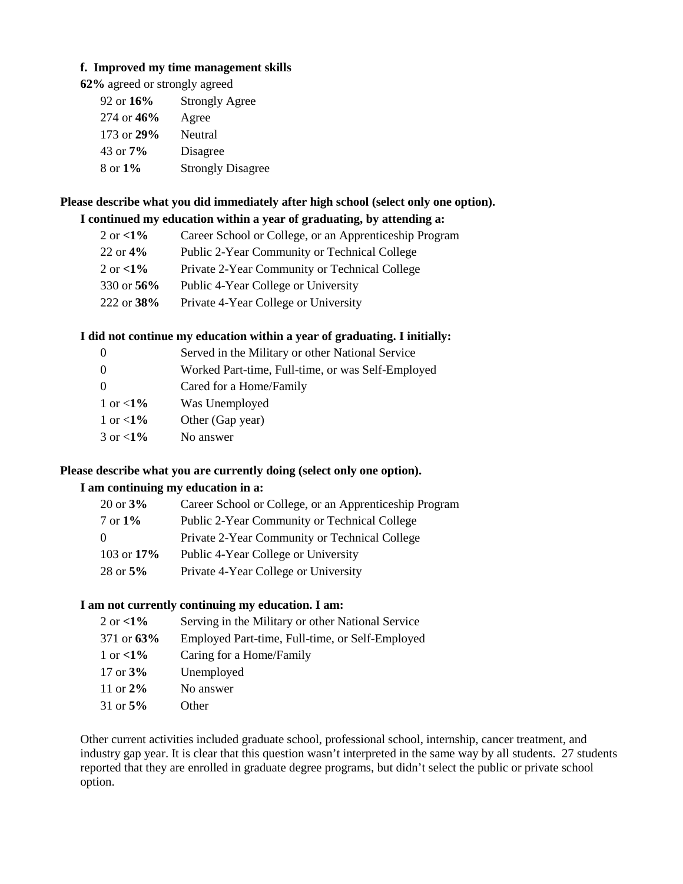**f. Improved my time management skills**

**62%** agreed or strongly agreed

| | |
|---|---|
| 92 or **16%** | Strongly Agree |
| 274 or **46%** | Agree |
| 173 or **29%** | Neutral |
| 43 or **7%** | Disagree |
| 8 or **1%** | Strongly Disagree |

**Please describe what you did immediately after high school (select only one option).**

**I continued my education within a year of graduating, by attending a:**

| | |
|---|---|
| 2 or **<1%** | Career School or College, or an Apprenticeship Program |
| 22 or **4%** | Public 2-Year Community or Technical College |
| 2 or **<1%** | Private 2-Year Community or Technical College |
| 330 or **56%** | Public 4-Year College or University |
| 222 or **38%** | Private 4-Year College or University |

**I did not continue my education within a year of graduating. I initially:**

| | |
|---|---|
| 0 | Served in the Military or other National Service |
| 0 | Worked Part-time, Full-time, or was Self-Employed |
| 0 | Cared for a Home/Family |
| 1 or <**1%** | Was Unemployed |
| 1 or <**1%** | Other (Gap year) |
| 3 or <**1%** | No answer |

**Please describe what you are currently doing (select only one option).**

**I am continuing my education in a:**

| | |
|---|---|
| 20 or **3%** | Career School or College, or an Apprenticeship Program |
| 7 or **1%** | Public 2-Year Community or Technical College |
| 0 | Private 2-Year Community or Technical College |
| 103 or **17%** | Public 4-Year College or University |
| 28 or **5%** | Private 4-Year College or University |

**I am not currently continuing my education. I am:**

| | |
|---|---|
| 2 or **<1%** | Serving in the Military or other National Service |
| 371 or **63%** | Employed Part-time, Full-time, or Self-Employed |
| 1 or **<1%** | Caring for a Home/Family |
| 17 or **3%** | Unemployed |
| 11 or **2%** | No answer |
| 31 or **5%** | Other |

Other current activities included graduate school, professional school, internship, cancer treatment, and industry gap year. It is clear that this question wasn't interpreted in the same way by all students. 27 students reported that they are enrolled in graduate degree programs, but didn't select the public or private school option.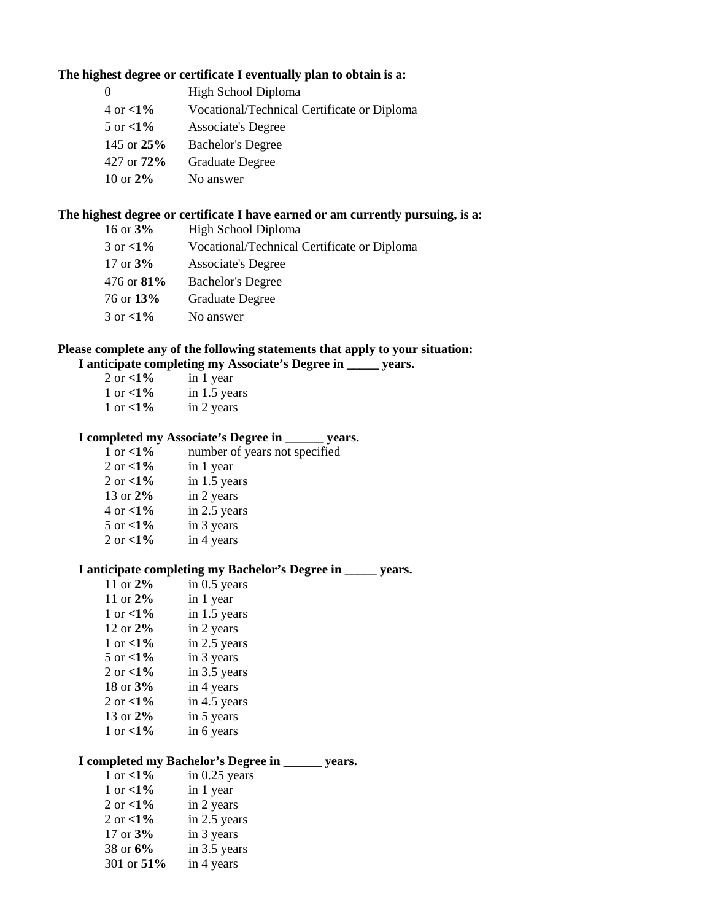**The highest degree or certificate I eventually plan to obtain is a:**

| | |
|---|---|
| 0 | High School Diploma |
| 4 or **<1%** | Vocational/Technical Certificate or Diploma |
| 5 or **<1%** | Associate's Degree |
| 145 or **25%** | Bachelor's Degree |
| 427 or **72%** | Graduate Degree |
| 10 or **2%** | No answer |

**The highest degree or certificate I have earned or am currently pursuing, is a:**

| | |
|---|---|
| 16 or **3%** | High School Diploma |
| 3 or **<1%** | Vocational/Technical Certificate or Diploma |
| 17 or **3%** | Associate's Degree |
| 476 or **81%** | Bachelor's Degree |
| 76 or **13%** | Graduate Degree |
| 3 or **<1%** | No answer |

**Please complete any of the following statements that apply to your situation:**

**I anticipate completing my Associate's Degree in _____ years.**

| | |
|---|---|
| 2 or **<1%** | in 1 year |
| 1 or **<1%** | in 1.5 years |
| 1 or **<1%** | in 2 years |

**I completed my Associate's Degree in ______ years.**

| | |
|---|---|
| 1 or **<1%** | number of years not specified |
| 2 or **<1%** | in 1 year |
| 2 or **<1%** | in 1.5 years |
| 13 or **2%** | in 2 years |
| 4 or **<1%** | in 2.5 years |
| 5 or **<1%** | in 3 years |
| 2 or **<1%** | in 4 years |

**I anticipate completing my Bachelor's Degree in _____ years.**

| | |
|---|---|
| 11 or **2%** | in 0.5 years |
| 11 or **2%** | in 1 year |
| 1 or **<1%** | in 1.5 years |
| 12 or **2%** | in 2 years |
| 1 or **<1%** | in 2.5 years |
| 5 or **<1%** | in 3 years |
| 2 or **<1%** | in 3.5 years |
| 18 or **3%** | in 4 years |
| 2 or **<1%** | in 4.5 years |
| 13 or **2%** | in 5 years |
| 1 or **<1%** | in 6 years |

**I completed my Bachelor's Degree in ______ years.**

| | |
|---|---|
| 1 or **<1%** | in 0.25 years |
| 1 or **<1%** | in 1 year |
| 2 or **<1%** | in 2 years |
| 2 or **<1%** | in 2.5 years |
| 17 or **3%** | in 3 years |
| 38 or **6%** | in 3.5 years |
| 301 or **51%** | in 4 years |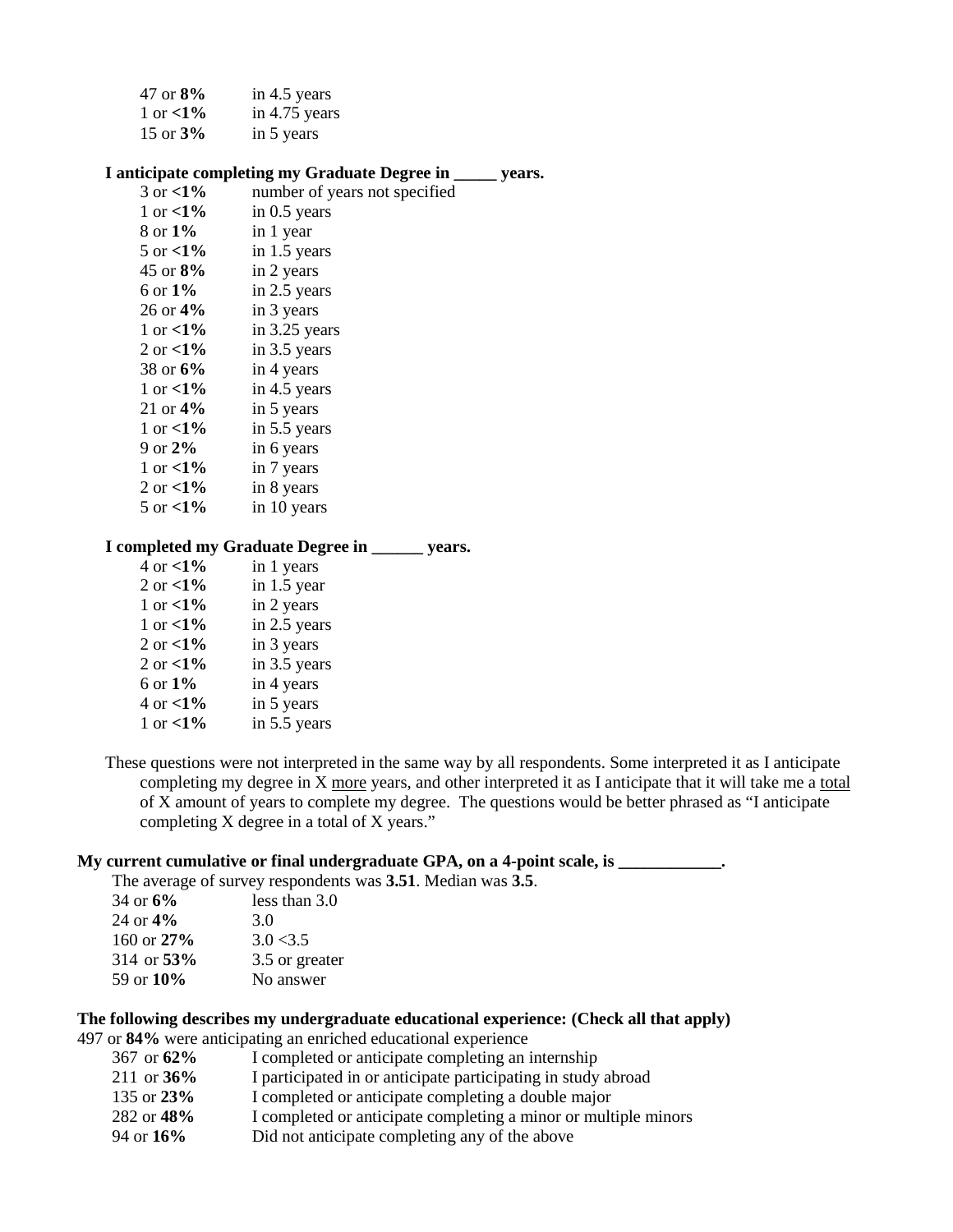| | |
|---|---|
| 47 or **8%** | in 4.5 years |
| 1 or **<1%** | in 4.75 years |
| 15 or **3%** | in 5 years |

**I anticipate completing my Graduate Degree in _____ years.**

| | |
|---|---|
| 3 or **<1%** | number of years not specified |
| 1 or **<1%** | in 0.5 years |
| 8 or **1%** | in 1 year |
| 5 or **<1%** | in 1.5 years |
| 45 or **8%** | in 2 years |
| 6 or **1%** | in 2.5 years |
| 26 or **4%** | in 3 years |
| 1 or **<1%** | in 3.25 years |
| 2 or **<1%** | in 3.5 years |
| 38 or **6%** | in 4 years |
| 1 or **<1%** | in 4.5 years |
| 21 or **4%** | in 5 years |
| 1 or **<1%** | in 5.5 years |
| 9 or **2%** | in 6 years |
| 1 or **<1%** | in 7 years |
| 2 or **<1%** | in 8 years |
| 5 or **<1%** | in 10 years |

**I completed my Graduate Degree in ______ years.**

| | |
|---|---|
| 4 or **<1%** | in 1 years |
| 2 or **<1%** | in 1.5 year |
| 1 or **<1%** | in 2 years |
| 1 or **<1%** | in 2.5 years |
| 2 or **<1%** | in 3 years |
| 2 or **<1%** | in 3.5 years |
| 6 or **1%** | in 4 years |
| 4 or **<1%** | in 5 years |
| 1 or **<1%** | in 5.5 years |

These questions were not interpreted in the same way by all respondents. Some interpreted it as I anticipate completing my degree in X more years, and other interpreted it as I anticipate that it will take me a total of X amount of years to complete my degree. The questions would be better phrased as "I anticipate completing X degree in a total of X years."

**My current cumulative or final undergraduate GPA, on a 4-point scale, is ____________.**

The average of survey respondents was **3.51**. Median was **3.5**.

| | |
|---|---|
| 34 or **6%** | less than 3.0 |
| 24 or **4%** | 3.0 |
| 160 or **27%** | 3.0 <3.5 |
| 314 or **53%** | 3.5 or greater |
| 59 or **10%** | No answer |

**The following describes my undergraduate educational experience: (Check all that apply)**

497 or **84%** were anticipating an enriched educational experience

| | |
|---|---|
| 367 or **62%** | I completed or anticipate completing an internship |
| 211 or **36%** | I participated in or anticipate participating in study abroad |
| 135 or **23%** | I completed or anticipate completing a double major |
| 282 or **48%** | I completed or anticipate completing a minor or multiple minors |
| 94 or **16%** | Did not anticipate completing any of the above |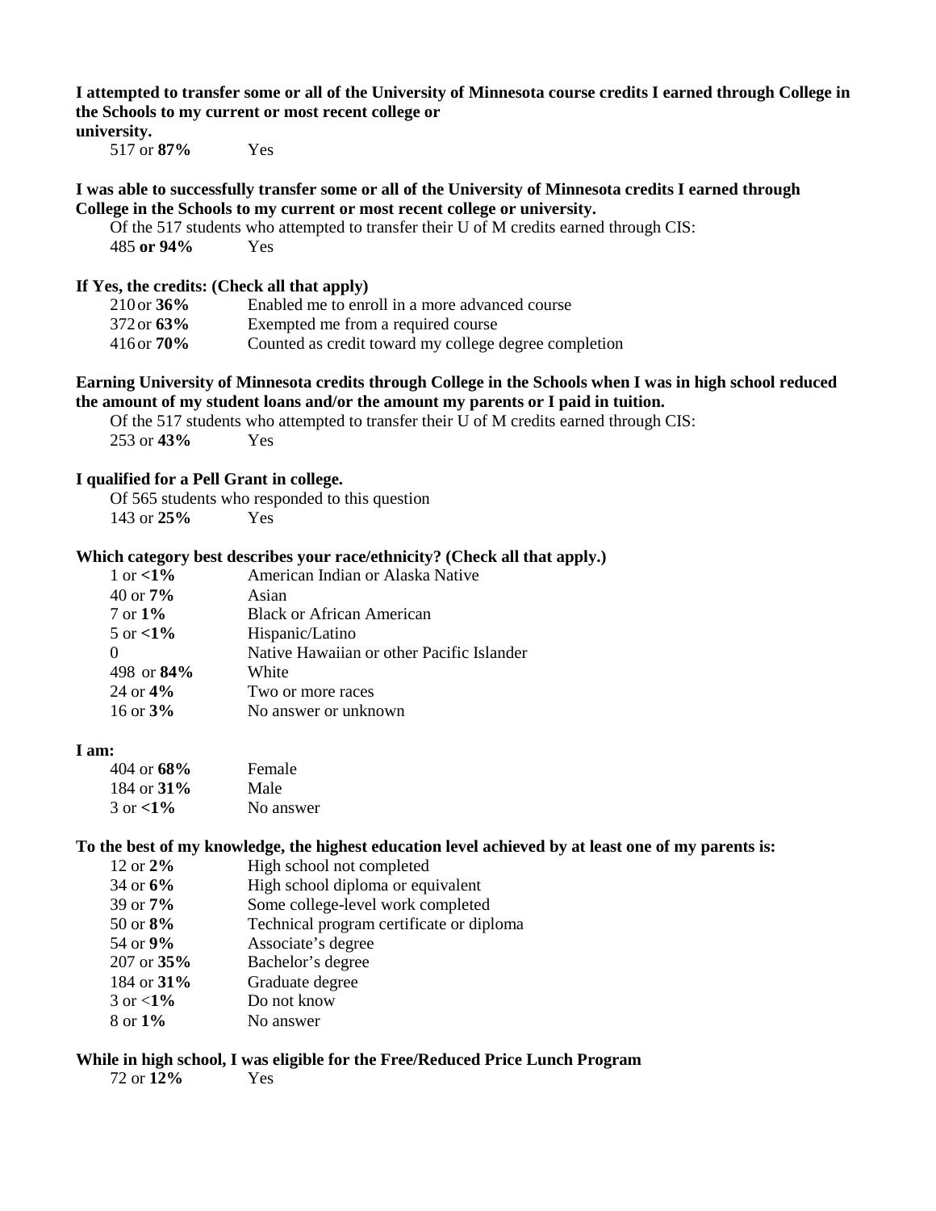**I attempted to transfer some or all of the University of Minnesota course credits I earned through College in the Schools to my current or most recent college or university.**

517 or **87%** Yes

**I was able to successfully transfer some or all of the University of Minnesota credits I earned through College in the Schools to my current or most recent college or university.**

Of the 517 students who attempted to transfer their U of M credits earned through CIS:

485 **or 94%** Yes

**If Yes, the credits: (Check all that apply)**

| | |
|---|---|
| 210 or **36%** | Enabled me to enroll in a more advanced course |
| 372 or **63%** | Exempted me from a required course |
| 416 or **70%** | Counted as credit toward my college degree completion |

**Earning University of Minnesota credits through College in the Schools when I was in high school reduced the amount of my student loans and/or the amount my parents or I paid in tuition.**

Of the 517 students who attempted to transfer their U of M credits earned through CIS:

253 or **43%** Yes

**I qualified for a Pell Grant in college.**

Of 565 students who responded to this question

143 or **25%** Yes

**Which category best describes your race/ethnicity? (Check all that apply.)**

| | |
|---|---|
| 1 or **<1%** | American Indian or Alaska Native |
| 40 or **7%** | Asian |
| 7 or **1%** | Black or African American |
| 5 or **<1%** | Hispanic/Latino |
| 0 | Native Hawaiian or other Pacific Islander |
| 498 or **84%** | White |
| 24 or **4%** | Two or more races |
| 16 or **3%** | No answer or unknown |

**I am:**

| | |
|---|---|
| 404 or **68%** | Female |
| 184 or **31%** | Male |
| 3 or **<1%** | No answer |

**To the best of my knowledge, the highest education level achieved by at least one of my parents is:**

| | |
|---|---|
| 12 or **2%** | High school not completed |
| 34 or **6%** | High school diploma or equivalent |
| 39 or **7%** | Some college-level work completed |
| 50 or **8%** | Technical program certificate or diploma |
| 54 or **9%** | Associate's degree |
| 207 or **35%** | Bachelor's degree |
| 184 or **31%** | Graduate degree |
| 3 or **<1%** | Do not know |
| 8 or **1%** | No answer |

**While in high school, I was eligible for the Free/Reduced Price Lunch Program**

72 or **12%** Yes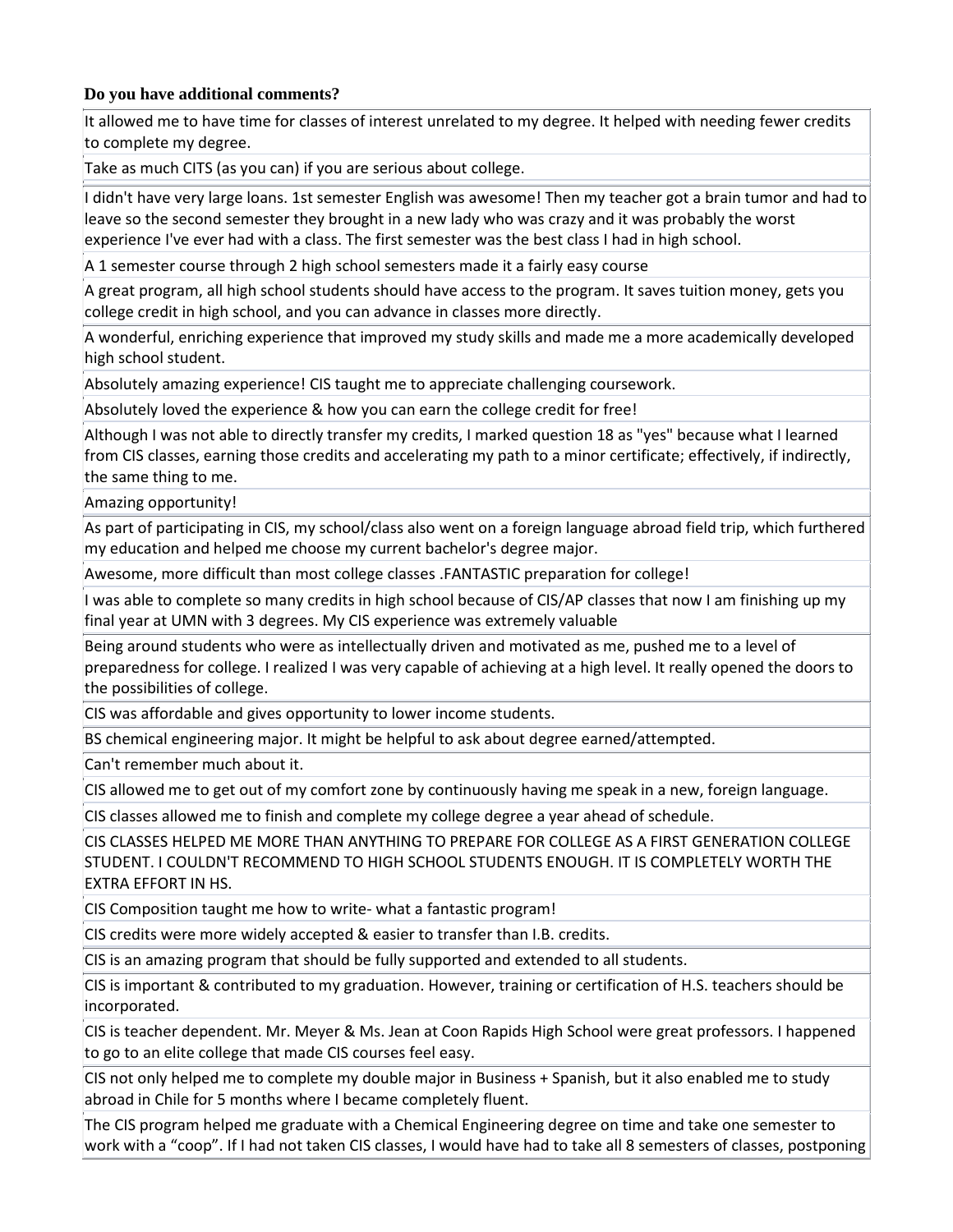**Do you have additional comments?**

| |
|---|
| It allowed me to have time for classes of interest unrelated to my degree. It helped with needing fewer credits to complete my degree. |
| Take as much CITS (as you can) if you are serious about college. |
| I didn't have very large loans. 1st semester English was awesome! Then my teacher got a brain tumor and had to leave so the second semester they brought in a new lady who was crazy and it was probably the worst experience I've ever had with a class. The first semester was the best class I had in high school. |
| A 1 semester course through 2 high school semesters made it a fairly easy course |
| A great program, all high school students should have access to the program. It saves tuition money, gets you college credit in high school, and you can advance in classes more directly. |
| A wonderful, enriching experience that improved my study skills and made me a more academically developed high school student. |
| Absolutely amazing experience! CIS taught me to appreciate challenging coursework. |
| Absolutely loved the experience & how you can earn the college credit for free! |
| Although I was not able to directly transfer my credits, I marked question 18 as "yes" because what I learned from CIS classes, earning those credits and accelerating my path to a minor certificate; effectively, if indirectly, the same thing to me. |
| Amazing opportunity! |
| As part of participating in CIS, my school/class also went on a foreign language abroad field trip, which furthered my education and helped me choose my current bachelor's degree major. |
| Awesome, more difficult than most college classes .FANTASTIC preparation for college! |
| I was able to complete so many credits in high school because of CIS/AP classes that now I am finishing up my final year at UMN with 3 degrees. My CIS experience was extremely valuable |
| Being around students who were as intellectually driven and motivated as me, pushed me to a level of preparedness for college. I realized I was very capable of achieving at a high level. It really opened the doors to the possibilities of college. |
| CIS was affordable and gives opportunity to lower income students. |
| BS chemical engineering major. It might be helpful to ask about degree earned/attempted. |
| Can't remember much about it. |
| CIS allowed me to get out of my comfort zone by continuously having me speak in a new, foreign language. |
| CIS classes allowed me to finish and complete my college degree a year ahead of schedule. |
| CIS CLASSES HELPED ME MORE THAN ANYTHING TO PREPARE FOR COLLEGE AS A FIRST GENERATION COLLEGE STUDENT. I COULDN'T RECOMMEND TO HIGH SCHOOL STUDENTS ENOUGH. IT IS COMPLETELY WORTH THE EXTRA EFFORT IN HS. |
| CIS Composition taught me how to write- what a fantastic program! |
| CIS credits were more widely accepted & easier to transfer than I.B. credits. |
| CIS is an amazing program that should be fully supported and extended to all students. |
| CIS is important & contributed to my graduation. However, training or certification of H.S. teachers should be incorporated. |
| CIS is teacher dependent. Mr. Meyer & Ms. Jean at Coon Rapids High School were great professors. I happened to go to an elite college that made CIS courses feel easy. |
| CIS not only helped me to complete my double major in Business + Spanish, but it also enabled me to study abroad in Chile for 5 months where I became completely fluent. |
| The CIS program helped me graduate with a Chemical Engineering degree on time and take one semester to work with a "coop". If I had not taken CIS classes, I would have had to take all 8 semesters of classes, postponing |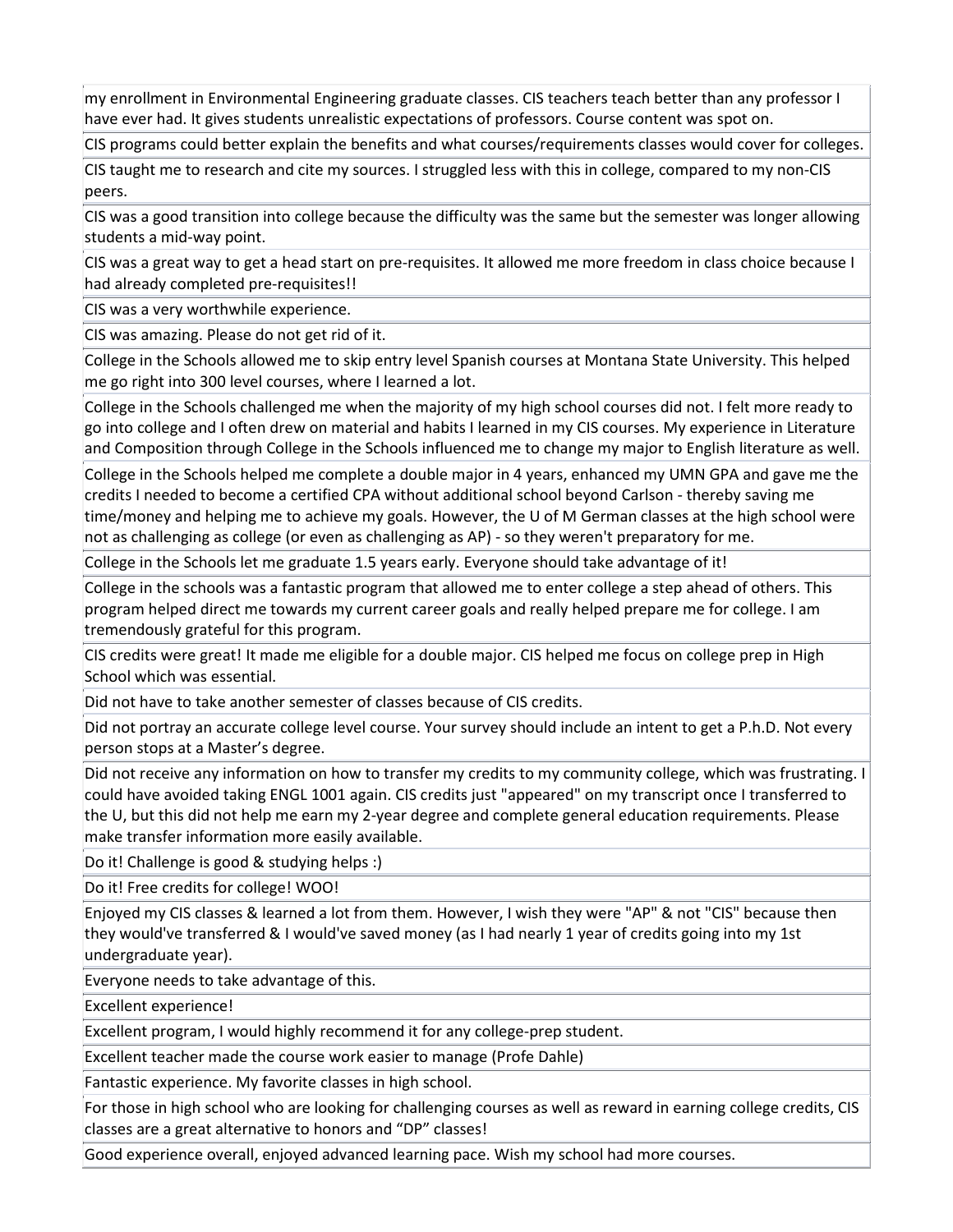| |
|---|
| my enrollment in Environmental Engineering graduate classes. CIS teachers teach better than any professor I have ever had. It gives students unrealistic expectations of professors. Course content was spot on. |
| CIS programs could better explain the benefits and what courses/requirements classes would cover for colleges. |
| CIS taught me to research and cite my sources. I struggled less with this in college, compared to my non-CIS peers. |
| CIS was a good transition into college because the difficulty was the same but the semester was longer allowing students a mid-way point. |
| CIS was a great way to get a head start on pre-requisites. It allowed me more freedom in class choice because I had already completed pre-requisites!! |
| CIS was a very worthwhile experience. |
| CIS was amazing. Please do not get rid of it. |
| College in the Schools allowed me to skip entry level Spanish courses at Montana State University. This helped me go right into 300 level courses, where I learned a lot. |
| College in the Schools challenged me when the majority of my high school courses did not. I felt more ready to go into college and I often drew on material and habits I learned in my CIS courses. My experience in Literature and Composition through College in the Schools influenced me to change my major to English literature as well. |
| College in the Schools helped me complete a double major in 4 years, enhanced my UMN GPA and gave me the credits I needed to become a certified CPA without additional school beyond Carlson - thereby saving me time/money and helping me to achieve my goals. However, the U of M German classes at the high school were not as challenging as college (or even as challenging as AP) - so they weren't preparatory for me. |
| College in the Schools let me graduate 1.5 years early. Everyone should take advantage of it! |
| College in the schools was a fantastic program that allowed me to enter college a step ahead of others. This program helped direct me towards my current career goals and really helped prepare me for college. I am tremendously grateful for this program. |
| CIS credits were great! It made me eligible for a double major. CIS helped me focus on college prep in High School which was essential. |
| Did not have to take another semester of classes because of CIS credits. |
| Did not portray an accurate college level course. Your survey should include an intent to get a P.h.D. Not every person stops at a Master's degree. |
| Did not receive any information on how to transfer my credits to my community college, which was frustrating. I could have avoided taking ENGL 1001 again. CIS credits just "appeared" on my transcript once I transferred to the U, but this did not help me earn my 2-year degree and complete general education requirements. Please make transfer information more easily available. |
| Do it! Challenge is good & studying helps :) |
| Do it! Free credits for college! WOO! |
| Enjoyed my CIS classes & learned a lot from them. However, I wish they were "AP" & not "CIS" because then they would've transferred & I would've saved money (as I had nearly 1 year of credits going into my 1st undergraduate year). |
| Everyone needs to take advantage of this. |
| Excellent experience! |
| Excellent program, I would highly recommend it for any college-prep student. |
| Excellent teacher made the course work easier to manage (Profe Dahle) |
| Fantastic experience. My favorite classes in high school. |
| For those in high school who are looking for challenging courses as well as reward in earning college credits, CIS classes are a great alternative to honors and "DP" classes! |
| Good experience overall, enjoyed advanced learning pace. Wish my school had more courses. |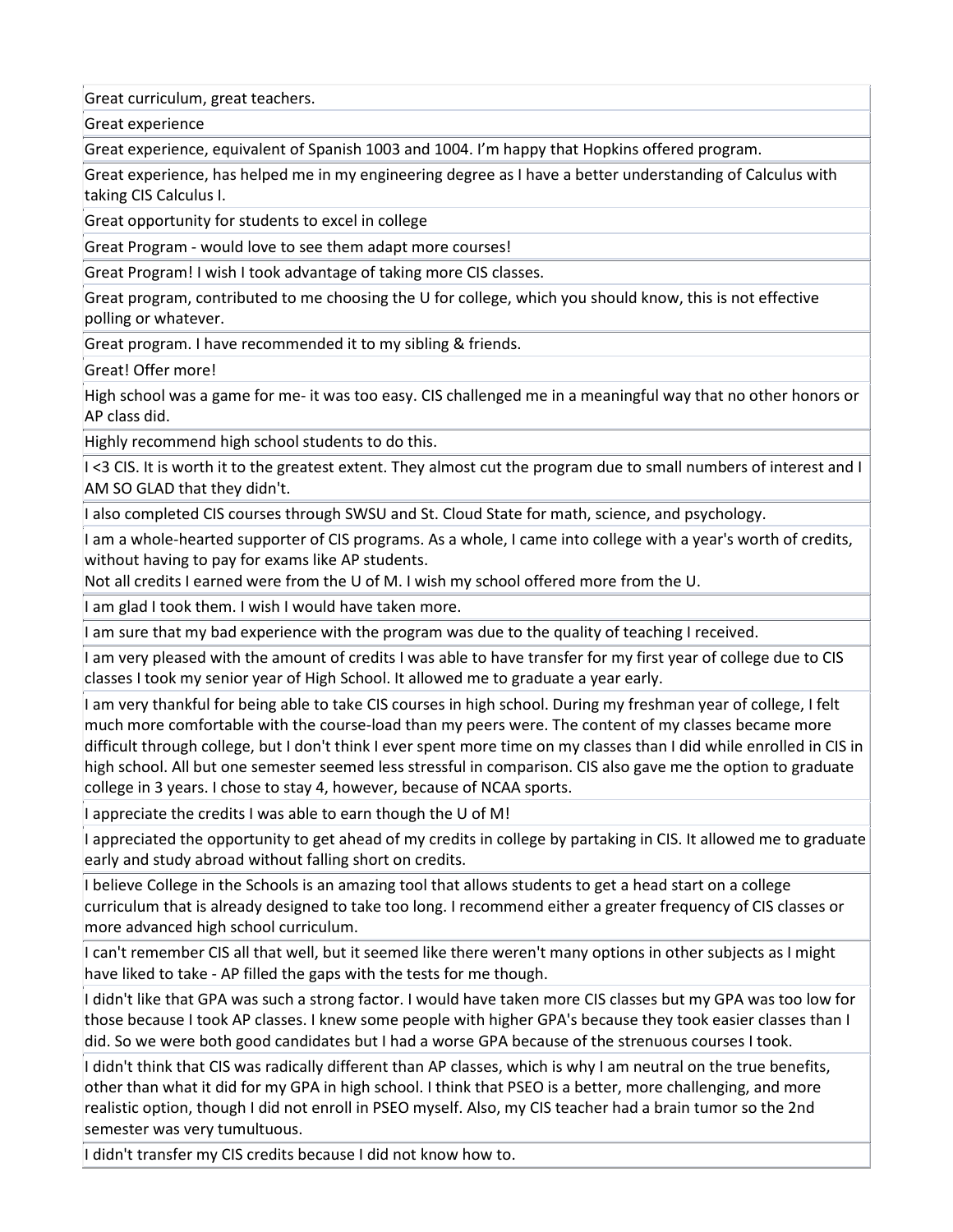| |
|---|
| Great curriculum, great teachers. |
| Great experience |
| Great experience, equivalent of Spanish 1003 and 1004. I'm happy that Hopkins offered program. |
| Great experience, has helped me in my engineering degree as I have a better understanding of Calculus with taking CIS Calculus I. |
| Great opportunity for students to excel in college |
| Great Program - would love to see them adapt more courses! |
| Great Program! I wish I took advantage of taking more CIS classes. |
| Great program, contributed to me choosing the U for college, which you should know, this is not effective polling or whatever. |
| Great program. I have recommended it to my sibling & friends. |
| Great! Offer more! |
| High school was a game for me- it was too easy. CIS challenged me in a meaningful way that no other honors or AP class did. |
| Highly recommend high school students to do this. |
| I <3 CIS. It is worth it to the greatest extent. They almost cut the program due to small numbers of interest and I AM SO GLAD that they didn't. |
| I also completed CIS courses through SWSU and St. Cloud State for math, science, and psychology. |
| I am a whole-hearted supporter of CIS programs. As a whole, I came into college with a year's worth of credits, without having to pay for exams like AP students. Not all credits I earned were from the U of M. I wish my school offered more from the U. |
| I am glad I took them. I wish I would have taken more. |
| I am sure that my bad experience with the program was due to the quality of teaching I received. |
| I am very pleased with the amount of credits I was able to have transfer for my first year of college due to CIS classes I took my senior year of High School. It allowed me to graduate a year early. |
| I am very thankful for being able to take CIS courses in high school. During my freshman year of college, I felt much more comfortable with the course-load than my peers were. The content of my classes became more difficult through college, but I don't think I ever spent more time on my classes than I did while enrolled in CIS in high school. All but one semester seemed less stressful in comparison. CIS also gave me the option to graduate college in 3 years. I chose to stay 4, however, because of NCAA sports. |
| I appreciate the credits I was able to earn though the U of M! |
| I appreciated the opportunity to get ahead of my credits in college by partaking in CIS. It allowed me to graduate early and study abroad without falling short on credits. |
| I believe College in the Schools is an amazing tool that allows students to get a head start on a college curriculum that is already designed to take too long. I recommend either a greater frequency of CIS classes or more advanced high school curriculum. |
| I can't remember CIS all that well, but it seemed like there weren't many options in other subjects as I might have liked to take - AP filled the gaps with the tests for me though. |
| I didn't like that GPA was such a strong factor. I would have taken more CIS classes but my GPA was too low for those because I took AP classes. I knew some people with higher GPA's because they took easier classes than I did. So we were both good candidates but I had a worse GPA because of the strenuous courses I took. |
| I didn't think that CIS was radically different than AP classes, which is why I am neutral on the true benefits, other than what it did for my GPA in high school. I think that PSEO is a better, more challenging, and more realistic option, though I did not enroll in PSEO myself. Also, my CIS teacher had a brain tumor so the 2nd semester was very tumultuous. |
| I didn't transfer my CIS credits because I did not know how to. |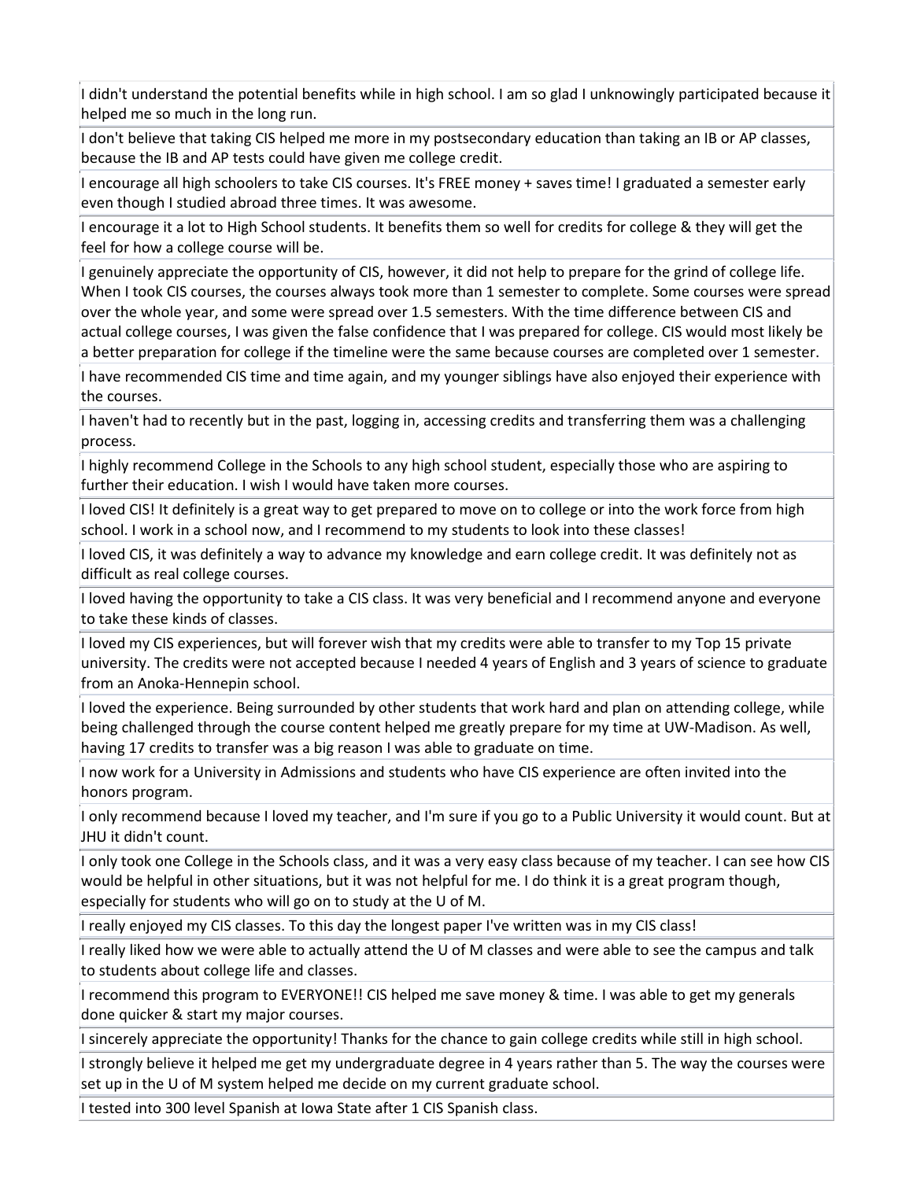| |
|---|
| I didn't understand the potential benefits while in high school. I am so glad I unknowingly participated because it helped me so much in the long run. |
| I don't believe that taking CIS helped me more in my postsecondary education than taking an IB or AP classes, because the IB and AP tests could have given me college credit. |
| I encourage all high schoolers to take CIS courses. It's FREE money + saves time! I graduated a semester early even though I studied abroad three times. It was awesome. |
| I encourage it a lot to High School students. It benefits them so well for credits for college & they will get the feel for how a college course will be. |
| I genuinely appreciate the opportunity of CIS, however, it did not help to prepare for the grind of college life. When I took CIS courses, the courses always took more than 1 semester to complete. Some courses were spread over the whole year, and some were spread over 1.5 semesters. With the time difference between CIS and actual college courses, I was given the false confidence that I was prepared for college. CIS would most likely be a better preparation for college if the timeline were the same because courses are completed over 1 semester. |
| I have recommended CIS time and time again, and my younger siblings have also enjoyed their experience with the courses. |
| I haven't had to recently but in the past, logging in, accessing credits and transferring them was a challenging process. |
| I highly recommend College in the Schools to any high school student, especially those who are aspiring to further their education. I wish I would have taken more courses. |
| I loved CIS! It definitely is a great way to get prepared to move on to college or into the work force from high school. I work in a school now, and I recommend to my students to look into these classes! |
| I loved CIS, it was definitely a way to advance my knowledge and earn college credit. It was definitely not as difficult as real college courses. |
| I loved having the opportunity to take a CIS class. It was very beneficial and I recommend anyone and everyone to take these kinds of classes. |
| I loved my CIS experiences, but will forever wish that my credits were able to transfer to my Top 15 private university. The credits were not accepted because I needed 4 years of English and 3 years of science to graduate from an Anoka-Hennepin school. |
| I loved the experience. Being surrounded by other students that work hard and plan on attending college, while being challenged through the course content helped me greatly prepare for my time at UW-Madison. As well, having 17 credits to transfer was a big reason I was able to graduate on time. |
| I now work for a University in Admissions and students who have CIS experience are often invited into the honors program. |
| I only recommend because I loved my teacher, and I'm sure if you go to a Public University it would count. But at JHU it didn't count. |
| I only took one College in the Schools class, and it was a very easy class because of my teacher. I can see how CIS would be helpful in other situations, but it was not helpful for me. I do think it is a great program though, especially for students who will go on to study at the U of M. |
| I really enjoyed my CIS classes. To this day the longest paper I've written was in my CIS class! |
| I really liked how we were able to actually attend the U of M classes and were able to see the campus and talk to students about college life and classes. |
| I recommend this program to EVERYONE!! CIS helped me save money & time. I was able to get my generals done quicker & start my major courses. |
| I sincerely appreciate the opportunity! Thanks for the chance to gain college credits while still in high school. |
| I strongly believe it helped me get my undergraduate degree in 4 years rather than 5. The way the courses were set up in the U of M system helped me decide on my current graduate school. |
| I tested into 300 level Spanish at Iowa State after 1 CIS Spanish class. |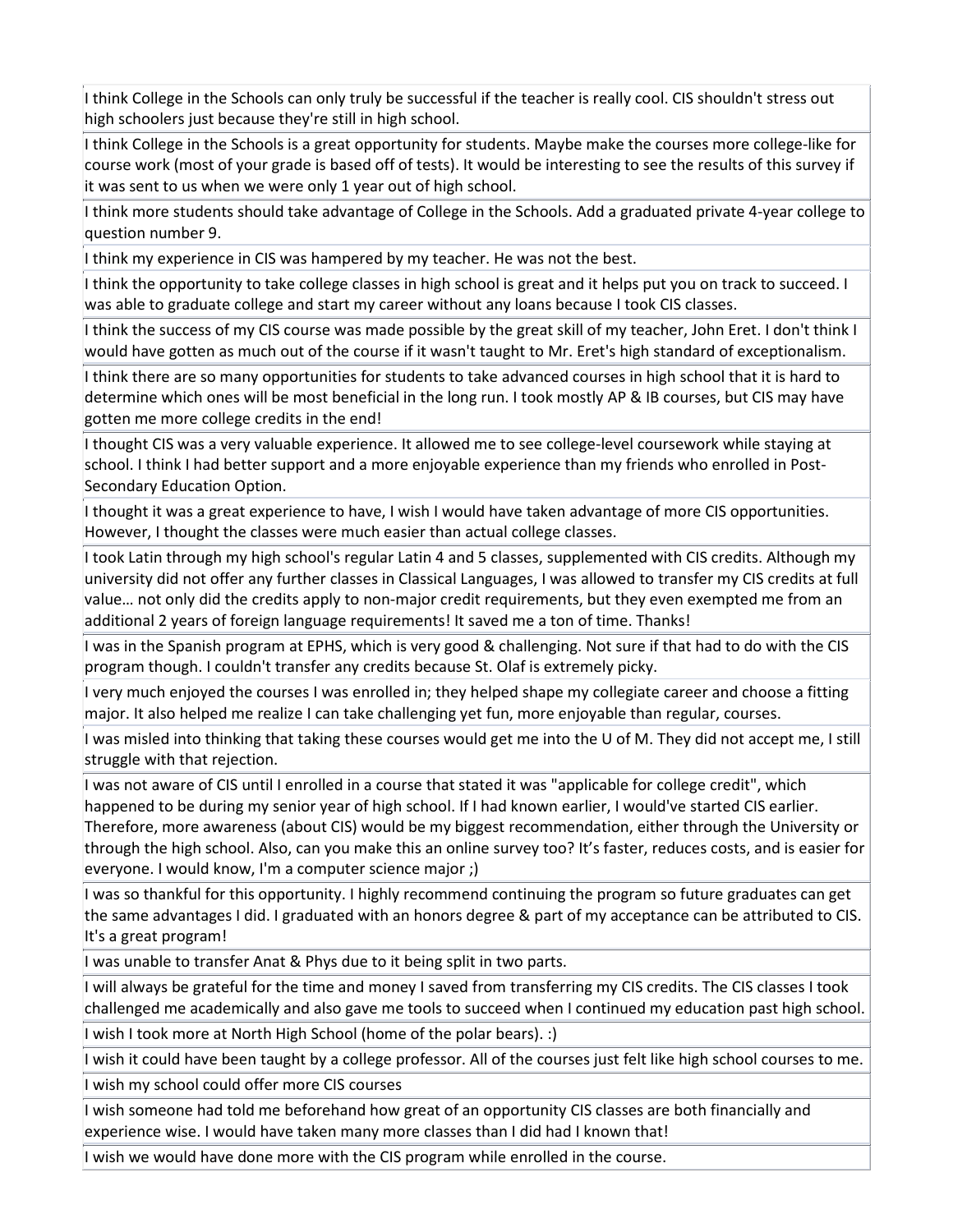| |
|---|
| I think College in the Schools can only truly be successful if the teacher is really cool. CIS shouldn't stress out high schoolers just because they're still in high school. |
| I think College in the Schools is a great opportunity for students. Maybe make the courses more college-like for course work (most of your grade is based off of tests). It would be interesting to see the results of this survey if it was sent to us when we were only 1 year out of high school. |
| I think more students should take advantage of College in the Schools. Add a graduated private 4-year college to question number 9. |
| I think my experience in CIS was hampered by my teacher. He was not the best. |
| I think the opportunity to take college classes in high school is great and it helps put you on track to succeed. I was able to graduate college and start my career without any loans because I took CIS classes. |
| I think the success of my CIS course was made possible by the great skill of my teacher, John Eret. I don't think I would have gotten as much out of the course if it wasn't taught to Mr. Eret's high standard of exceptionalism. |
| I think there are so many opportunities for students to take advanced courses in high school that it is hard to determine which ones will be most beneficial in the long run. I took mostly AP & IB courses, but CIS may have gotten me more college credits in the end! |
| I thought CIS was a very valuable experience. It allowed me to see college-level coursework while staying at school. I think I had better support and a more enjoyable experience than my friends who enrolled in Post-Secondary Education Option. |
| I thought it was a great experience to have, I wish I would have taken advantage of more CIS opportunities. However, I thought the classes were much easier than actual college classes. |
| I took Latin through my high school's regular Latin 4 and 5 classes, supplemented with CIS credits. Although my university did not offer any further classes in Classical Languages, I was allowed to transfer my CIS credits at full value… not only did the credits apply to non-major credit requirements, but they even exempted me from an additional 2 years of foreign language requirements! It saved me a ton of time. Thanks! |
| I was in the Spanish program at EPHS, which is very good & challenging. Not sure if that had to do with the CIS program though. I couldn't transfer any credits because St. Olaf is extremely picky. |
| I very much enjoyed the courses I was enrolled in; they helped shape my collegiate career and choose a fitting major. It also helped me realize I can take challenging yet fun, more enjoyable than regular, courses. |
| I was misled into thinking that taking these courses would get me into the U of M. They did not accept me, I still struggle with that rejection. |
| I was not aware of CIS until I enrolled in a course that stated it was "applicable for college credit", which happened to be during my senior year of high school. If I had known earlier, I would've started CIS earlier. Therefore, more awareness (about CIS) would be my biggest recommendation, either through the University or through the high school. Also, can you make this an online survey too? It's faster, reduces costs, and is easier for everyone. I would know, I'm a computer science major ;) |
| I was so thankful for this opportunity. I highly recommend continuing the program so future graduates can get the same advantages I did. I graduated with an honors degree & part of my acceptance can be attributed to CIS. It's a great program! |
| I was unable to transfer Anat & Phys due to it being split in two parts. |
| I will always be grateful for the time and money I saved from transferring my CIS credits. The CIS classes I took challenged me academically and also gave me tools to succeed when I continued my education past high school. |
| I wish I took more at North High School (home of the polar bears). :) |
| I wish it could have been taught by a college professor. All of the courses just felt like high school courses to me. |
| I wish my school could offer more CIS courses |
| I wish someone had told me beforehand how great of an opportunity CIS classes are both financially and experience wise. I would have taken many more classes than I did had I known that! |
| I wish we would have done more with the CIS program while enrolled in the course. |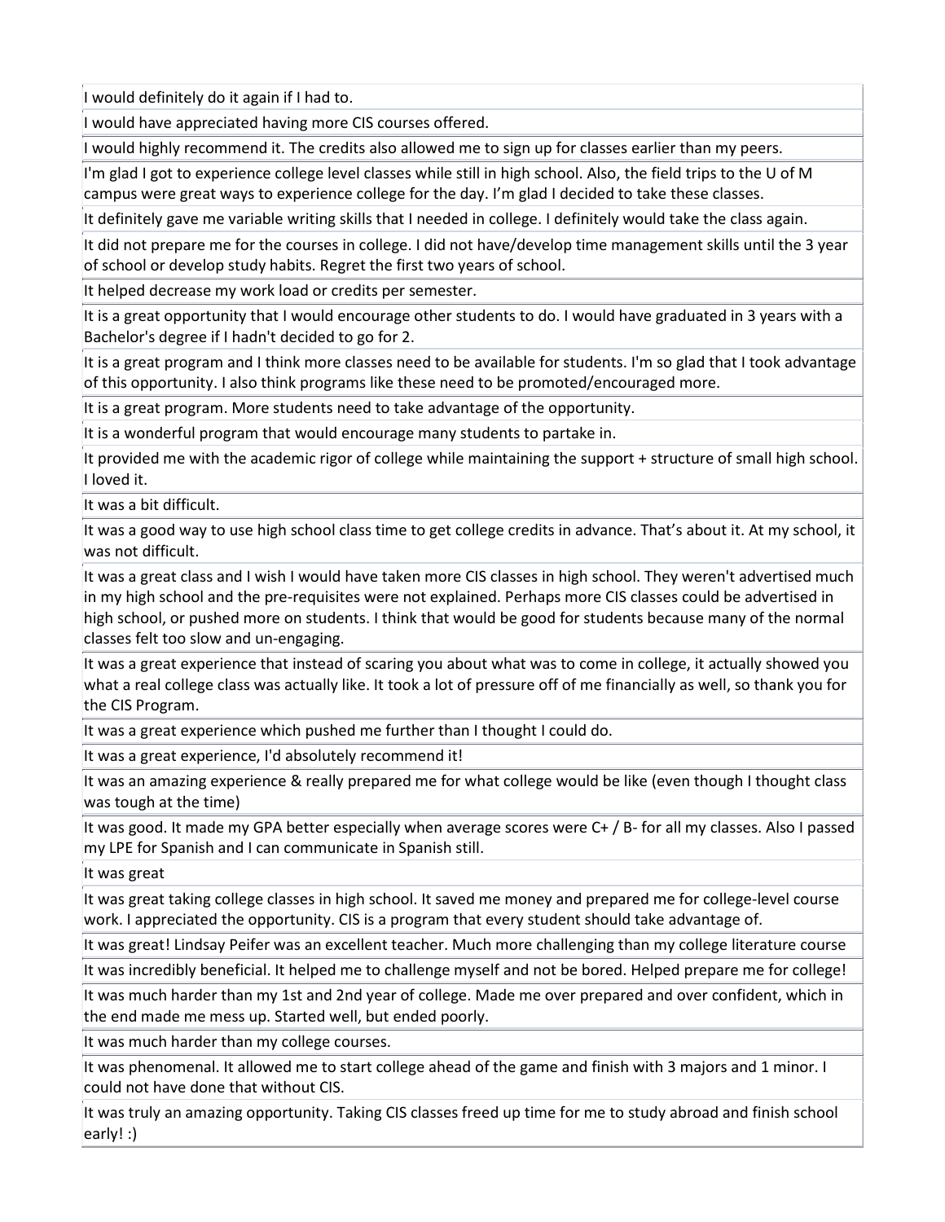| |
|---|
| I would definitely do it again if I had to. |
| I would have appreciated having more CIS courses offered. |
| I would highly recommend it. The credits also allowed me to sign up for classes earlier than my peers. |
| I'm glad I got to experience college level classes while still in high school. Also, the field trips to the U of M campus were great ways to experience college for the day. I'm glad I decided to take these classes. |
| It definitely gave me variable writing skills that I needed in college. I definitely would take the class again. |
| It did not prepare me for the courses in college. I did not have/develop time management skills until the 3 year of school or develop study habits. Regret the first two years of school. |
| It helped decrease my work load or credits per semester. |
| It is a great opportunity that I would encourage other students to do. I would have graduated in 3 years with a Bachelor's degree if I hadn't decided to go for 2. |
| It is a great program and I think more classes need to be available for students. I'm so glad that I took advantage of this opportunity. I also think programs like these need to be promoted/encouraged more. |
| It is a great program. More students need to take advantage of the opportunity. |
| It is a wonderful program that would encourage many students to partake in. |
| It provided me with the academic rigor of college while maintaining the support + structure of small high school. I loved it. |
| It was a bit difficult. |
| It was a good way to use high school class time to get college credits in advance. That's about it. At my school, it was not difficult. |
| It was a great class and I wish I would have taken more CIS classes in high school. They weren't advertised much in my high school and the pre-requisites were not explained. Perhaps more CIS classes could be advertised in high school, or pushed more on students. I think that would be good for students because many of the normal classes felt too slow and un-engaging. |
| It was a great experience that instead of scaring you about what was to come in college, it actually showed you what a real college class was actually like. It took a lot of pressure off of me financially as well, so thank you for the CIS Program. |
| It was a great experience which pushed me further than I thought I could do. |
| It was a great experience, I'd absolutely recommend it! |
| It was an amazing experience & really prepared me for what college would be like (even though I thought class was tough at the time) |
| It was good. It made my GPA better especially when average scores were C+ / B- for all my classes. Also I passed my LPE for Spanish and I can communicate in Spanish still. |
| It was great |
| It was great taking college classes in high school. It saved me money and prepared me for college-level course work. I appreciated the opportunity. CIS is a program that every student should take advantage of. |
| It was great! Lindsay Peifer was an excellent teacher. Much more challenging than my college literature course |
| It was incredibly beneficial. It helped me to challenge myself and not be bored. Helped prepare me for college! |
| It was much harder than my 1st and 2nd year of college. Made me over prepared and over confident, which in the end made me mess up. Started well, but ended poorly. |
| It was much harder than my college courses. |
| It was phenomenal. It allowed me to start college ahead of the game and finish with 3 majors and 1 minor. I could not have done that without CIS. |
| It was truly an amazing opportunity. Taking CIS classes freed up time for me to study abroad and finish school early! :) |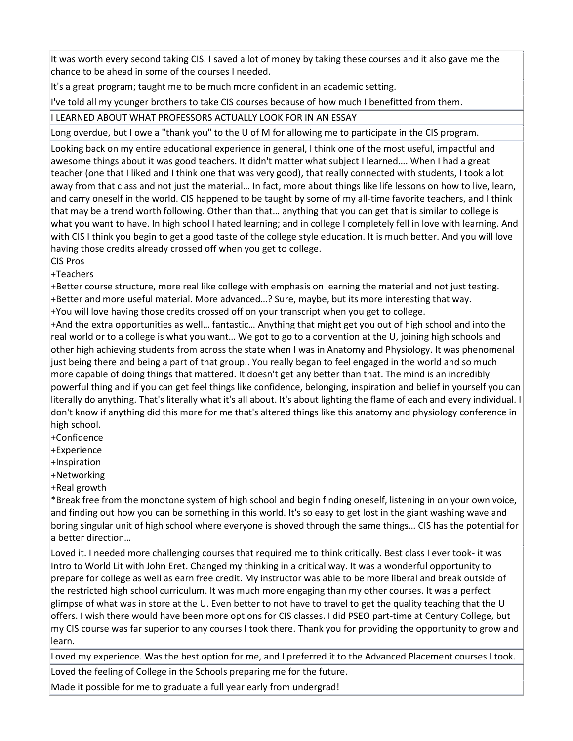| |
|---|
| It was worth every second taking CIS. I saved a lot of money by taking these courses and it also gave me the chance to be ahead in some of the courses I needed. |
| It's a great program; taught me to be much more confident in an academic setting. |
| I've told all my younger brothers to take CIS courses because of how much I benefitted from them. |
| I LEARNED ABOUT WHAT PROFESSORS ACTUALLY LOOK FOR IN AN ESSAY |
| Long overdue, but I owe a "thank you" to the U of M for allowing me to participate in the CIS program. |
| Looking back on my entire educational experience in general, I think one of the most useful, impactful and awesome things about it was good teachers. It didn't matter what subject I learned…. When I had a great teacher (one that I liked and I think one that was very good), that really connected with students, I took a lot away from that class and not just the material… In fact, more about things like life lessons on how to live, learn, and carry oneself in the world. CIS happened to be taught by some of my all-time favorite teachers, and I think that may be a trend worth following. Other than that… anything that you can get that is similar to college is what you want to have. In high school I hated learning; and in college I completely fell in love with learning. And with CIS I think you begin to get a good taste of the college style education. It is much better. And you will love having those credits already crossed off when you get to college.<br>CIS Pros<br>+Teachers<br>+Better course structure, more real like college with emphasis on learning the material and not just testing.<br>+Better and more useful material. More advanced…? Sure, maybe, but its more interesting that way.<br>+You will love having those credits crossed off on your transcript when you get to college.<br>+And the extra opportunities as well… fantastic… Anything that might get you out of high school and into the real world or to a college is what you want… We got to go to a convention at the U, joining high schools and other high achieving students from across the state when I was in Anatomy and Physiology. It was phenomenal just being there and being a part of that group.. You really began to feel engaged in the world and so much more capable of doing things that mattered. It doesn't get any better than that. The mind is an incredibly powerful thing and if you can get feel things like confidence, belonging, inspiration and belief in yourself you can literally do anything. That's literally what it's all about. It's about lighting the flame of each and every individual. I don't know if anything did this more for me that's altered things like this anatomy and physiology conference in high school.<br>+Confidence<br>+Experience<br>+Inspiration<br>+Networking<br>+Real growth<br>*Break free from the monotone system of high school and begin finding oneself, listening in on your own voice, and finding out how you can be something in this world. It's so easy to get lost in the giant washing wave and boring singular unit of high school where everyone is shoved through the same things… CIS has the potential for a better direction… |
| Loved it. I needed more challenging courses that required me to think critically. Best class I ever took- it was Intro to World Lit with John Eret. Changed my thinking in a critical way. It was a wonderful opportunity to prepare for college as well as earn free credit. My instructor was able to be more liberal and break outside of the restricted high school curriculum. It was much more engaging than my other courses. It was a perfect glimpse of what was in store at the U. Even better to not have to travel to get the quality teaching that the U offers. I wish there would have been more options for CIS classes. I did PSEO part-time at Century College, but my CIS course was far superior to any courses I took there. Thank you for providing the opportunity to grow and learn. |
| Loved my experience. Was the best option for me, and I preferred it to the Advanced Placement courses I took. |
| Loved the feeling of College in the Schools preparing me for the future. |
| Made it possible for me to graduate a full year early from undergrad! |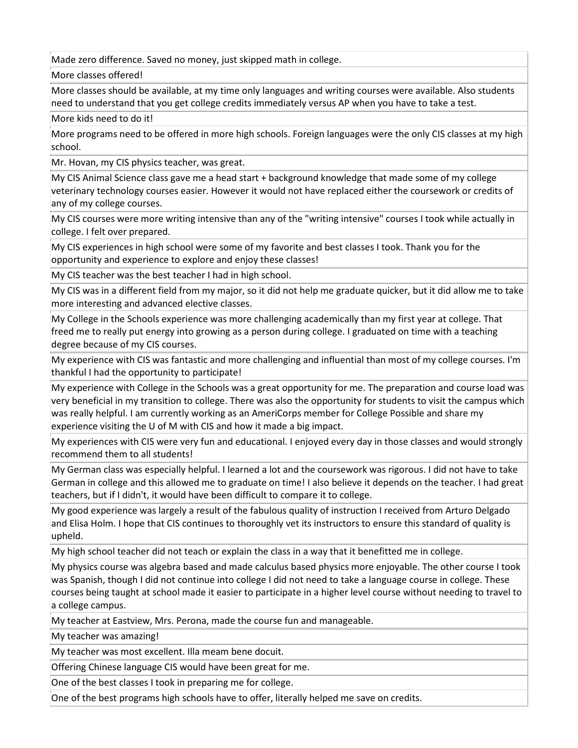| |
|---|
| Made zero difference. Saved no money, just skipped math in college. |
| More classes offered! |
| More classes should be available, at my time only languages and writing courses were available. Also students need to understand that you get college credits immediately versus AP when you have to take a test. |
| More kids need to do it! |
| More programs need to be offered in more high schools. Foreign languages were the only CIS classes at my high school. |
| Mr. Hovan, my CIS physics teacher, was great. |
| My CIS Animal Science class gave me a head start + background knowledge that made some of my college veterinary technology courses easier. However it would not have replaced either the coursework or credits of any of my college courses. |
| My CIS courses were more writing intensive than any of the "writing intensive" courses I took while actually in college. I felt over prepared. |
| My CIS experiences in high school were some of my favorite and best classes I took. Thank you for the opportunity and experience to explore and enjoy these classes! |
| My CIS teacher was the best teacher I had in high school. |
| My CIS was in a different field from my major, so it did not help me graduate quicker, but it did allow me to take more interesting and advanced elective classes. |
| My College in the Schools experience was more challenging academically than my first year at college. That freed me to really put energy into growing as a person during college. I graduated on time with a teaching degree because of my CIS courses. |
| My experience with CIS was fantastic and more challenging and influential than most of my college courses. I'm thankful I had the opportunity to participate! |
| My experience with College in the Schools was a great opportunity for me. The preparation and course load was very beneficial in my transition to college. There was also the opportunity for students to visit the campus which was really helpful. I am currently working as an AmeriCorps member for College Possible and share my experience visiting the U of M with CIS and how it made a big impact. |
| My experiences with CIS were very fun and educational. I enjoyed every day in those classes and would strongly recommend them to all students! |
| My German class was especially helpful. I learned a lot and the coursework was rigorous. I did not have to take German in college and this allowed me to graduate on time! I also believe it depends on the teacher. I had great teachers, but if I didn't, it would have been difficult to compare it to college. |
| My good experience was largely a result of the fabulous quality of instruction I received from Arturo Delgado and Elisa Holm. I hope that CIS continues to thoroughly vet its instructors to ensure this standard of quality is upheld. |
| My high school teacher did not teach or explain the class in a way that it benefitted me in college. |
| My physics course was algebra based and made calculus based physics more enjoyable. The other course I took was Spanish, though I did not continue into college I did not need to take a language course in college. These courses being taught at school made it easier to participate in a higher level course without needing to travel to a college campus. |
| My teacher at Eastview, Mrs. Perona, made the course fun and manageable. |
| My teacher was amazing! |
| My teacher was most excellent. Illa meam bene docuit. |
| Offering Chinese language CIS would have been great for me. |
| One of the best classes I took in preparing me for college. |
| One of the best programs high schools have to offer, literally helped me save on credits. |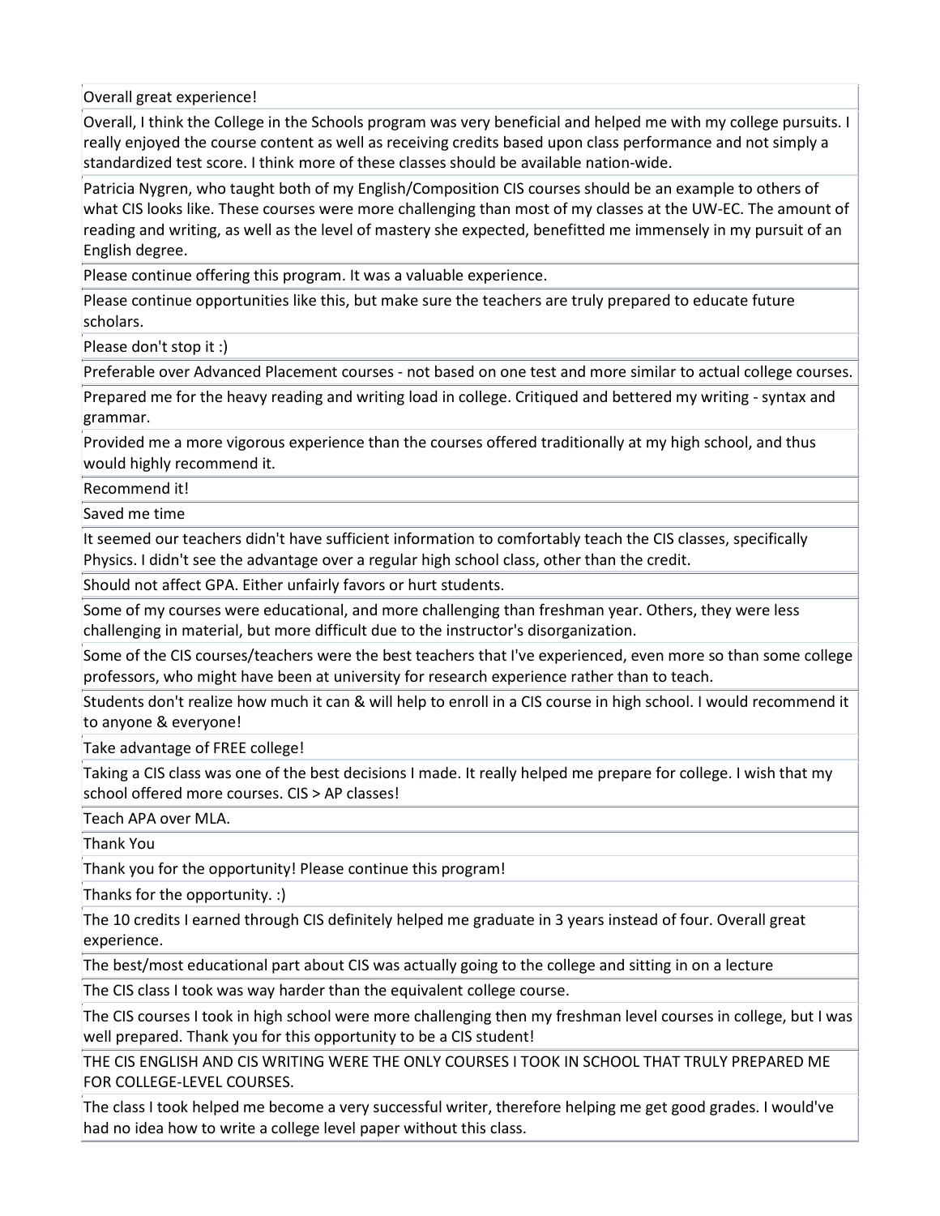| |
|---|
| Overall great experience! |
| Overall, I think the College in the Schools program was very beneficial and helped me with my college pursuits. I really enjoyed the course content as well as receiving credits based upon class performance and not simply a standardized test score. I think more of these classes should be available nation-wide. |
| Patricia Nygren, who taught both of my English/Composition CIS courses should be an example to others of what CIS looks like. These courses were more challenging than most of my classes at the UW-EC. The amount of reading and writing, as well as the level of mastery she expected, benefitted me immensely in my pursuit of an English degree. |
| Please continue offering this program. It was a valuable experience. |
| Please continue opportunities like this, but make sure the teachers are truly prepared to educate future scholars. |
| Please don't stop it :) |
| Preferable over Advanced Placement courses - not based on one test and more similar to actual college courses. |
| Prepared me for the heavy reading and writing load in college. Critiqued and bettered my writing - syntax and grammar. |
| Provided me a more vigorous experience than the courses offered traditionally at my high school, and thus would highly recommend it. |
| Recommend it! |
| Saved me time |
| It seemed our teachers didn't have sufficient information to comfortably teach the CIS classes, specifically Physics. I didn't see the advantage over a regular high school class, other than the credit. |
| Should not affect GPA. Either unfairly favors or hurt students. |
| Some of my courses were educational, and more challenging than freshman year. Others, they were less challenging in material, but more difficult due to the instructor's disorganization. |
| Some of the CIS courses/teachers were the best teachers that I've experienced, even more so than some college professors, who might have been at university for research experience rather than to teach. |
| Students don't realize how much it can & will help to enroll in a CIS course in high school. I would recommend it to anyone & everyone! |
| Take advantage of FREE college! |
| Taking a CIS class was one of the best decisions I made. It really helped me prepare for college. I wish that my school offered more courses. CIS > AP classes! |
| Teach APA over MLA. |
| Thank You |
| Thank you for the opportunity! Please continue this program! |
| Thanks for the opportunity. :) |
| The 10 credits I earned through CIS definitely helped me graduate in 3 years instead of four. Overall great experience. |
| The best/most educational part about CIS was actually going to the college and sitting in on a lecture |
| The CIS class I took was way harder than the equivalent college course. |
| The CIS courses I took in high school were more challenging then my freshman level courses in college, but I was well prepared. Thank you for this opportunity to be a CIS student! |
| THE CIS ENGLISH AND CIS WRITING WERE THE ONLY COURSES I TOOK IN SCHOOL THAT TRULY PREPARED ME FOR COLLEGE-LEVEL COURSES. |
| The class I took helped me become a very successful writer, therefore helping me get good grades. I would've had no idea how to write a college level paper without this class. |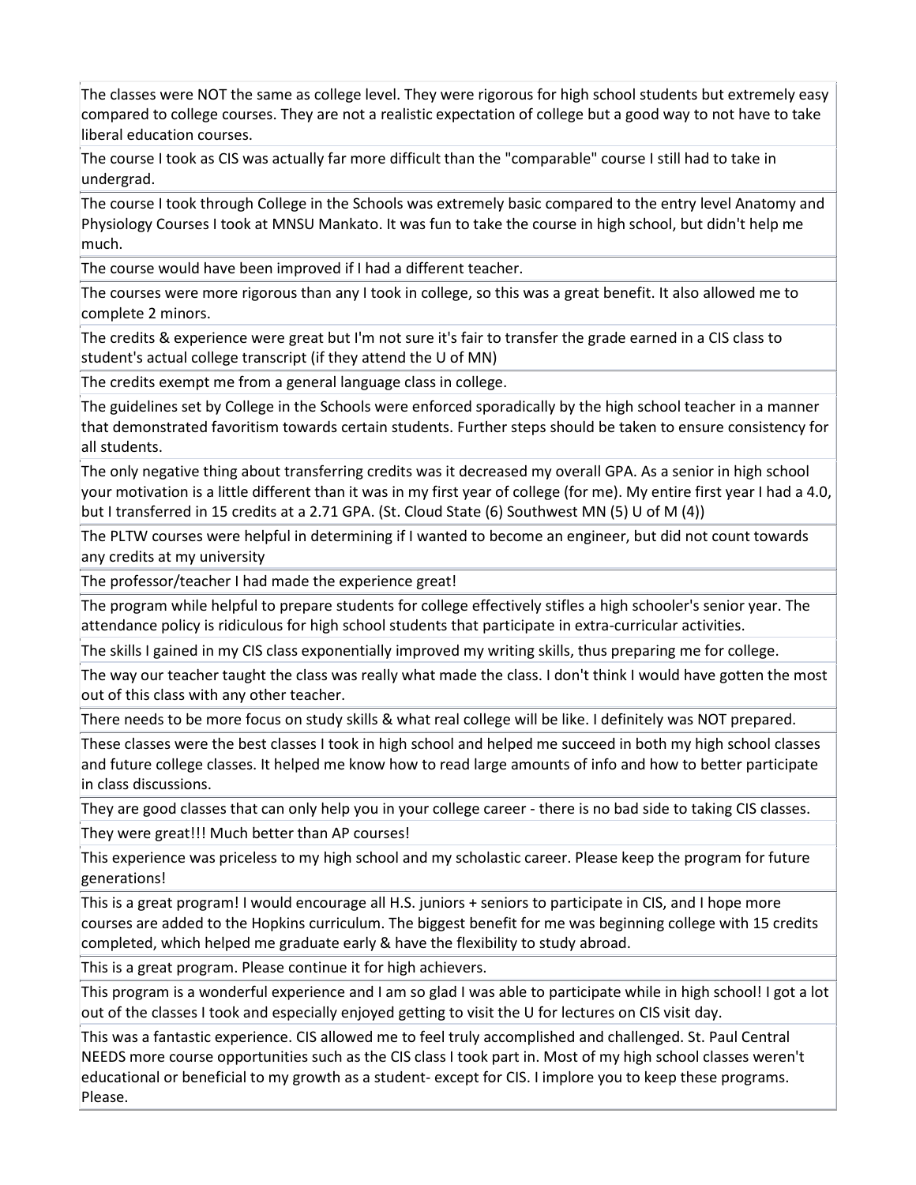| |
|---|
| The classes were NOT the same as college level. They were rigorous for high school students but extremely easy compared to college courses. They are not a realistic expectation of college but a good way to not have to take liberal education courses. |
| The course I took as CIS was actually far more difficult than the "comparable" course I still had to take in undergrad. |
| The course I took through College in the Schools was extremely basic compared to the entry level Anatomy and Physiology Courses I took at MNSU Mankato. It was fun to take the course in high school, but didn't help me much. |
| The course would have been improved if I had a different teacher. |
| The courses were more rigorous than any I took in college, so this was a great benefit. It also allowed me to complete 2 minors. |
| The credits & experience were great but I'm not sure it's fair to transfer the grade earned in a CIS class to student's actual college transcript (if they attend the U of MN) |
| The credits exempt me from a general language class in college. |
| The guidelines set by College in the Schools were enforced sporadically by the high school teacher in a manner that demonstrated favoritism towards certain students. Further steps should be taken to ensure consistency for all students. |
| The only negative thing about transferring credits was it decreased my overall GPA. As a senior in high school your motivation is a little different than it was in my first year of college (for me). My entire first year I had a 4.0, but I transferred in 15 credits at a 2.71 GPA. (St. Cloud State (6) Southwest MN (5) U of M (4)) |
| The PLTW courses were helpful in determining if I wanted to become an engineer, but did not count towards any credits at my university |
| The professor/teacher I had made the experience great! |
| The program while helpful to prepare students for college effectively stifles a high schooler's senior year. The attendance policy is ridiculous for high school students that participate in extra-curricular activities. |
| The skills I gained in my CIS class exponentially improved my writing skills, thus preparing me for college. |
| The way our teacher taught the class was really what made the class. I don't think I would have gotten the most out of this class with any other teacher. |
| There needs to be more focus on study skills & what real college will be like. I definitely was NOT prepared. |
| These classes were the best classes I took in high school and helped me succeed in both my high school classes and future college classes. It helped me know how to read large amounts of info and how to better participate in class discussions. |
| They are good classes that can only help you in your college career - there is no bad side to taking CIS classes. |
| They were great!!! Much better than AP courses! |
| This experience was priceless to my high school and my scholastic career. Please keep the program for future generations! |
| This is a great program! I would encourage all H.S. juniors + seniors to participate in CIS, and I hope more courses are added to the Hopkins curriculum. The biggest benefit for me was beginning college with 15 credits completed, which helped me graduate early & have the flexibility to study abroad. |
| This is a great program. Please continue it for high achievers. |
| This program is a wonderful experience and I am so glad I was able to participate while in high school! I got a lot out of the classes I took and especially enjoyed getting to visit the U for lectures on CIS visit day. |
| This was a fantastic experience. CIS allowed me to feel truly accomplished and challenged. St. Paul Central NEEDS more course opportunities such as the CIS class I took part in. Most of my high school classes weren't educational or beneficial to my growth as a student- except for CIS. I implore you to keep these programs. Please. |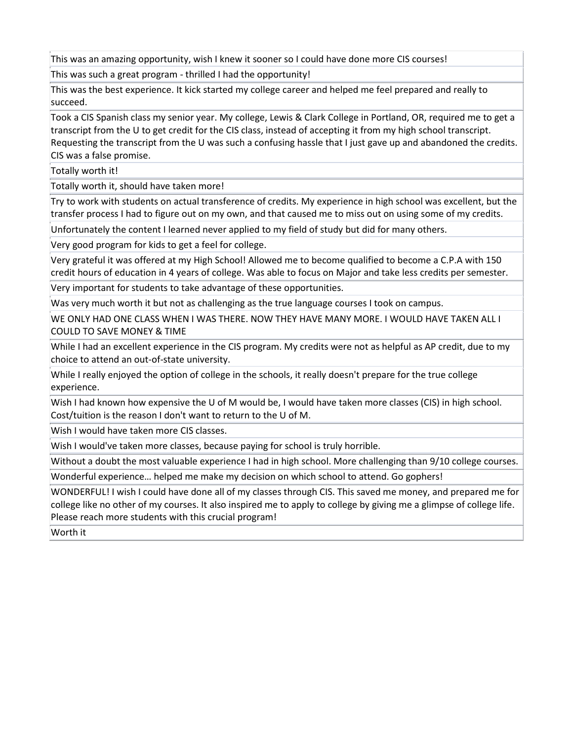| |
|---|
| This was an amazing opportunity, wish I knew it sooner so I could have done more CIS courses! |
| This was such a great program - thrilled I had the opportunity! |
| This was the best experience. It kick started my college career and helped me feel prepared and really to succeed. |
| Took a CIS Spanish class my senior year. My college, Lewis & Clark College in Portland, OR, required me to get a transcript from the U to get credit for the CIS class, instead of accepting it from my high school transcript. Requesting the transcript from the U was such a confusing hassle that I just gave up and abandoned the credits. CIS was a false promise. |
| Totally worth it! |
| Totally worth it, should have taken more! |
| Try to work with students on actual transference of credits. My experience in high school was excellent, but the transfer process I had to figure out on my own, and that caused me to miss out on using some of my credits. |
| Unfortunately the content I learned never applied to my field of study but did for many others. |
| Very good program for kids to get a feel for college. |
| Very grateful it was offered at my High School! Allowed me to become qualified to become a C.P.A with 150 credit hours of education in 4 years of college. Was able to focus on Major and take less credits per semester. |
| Very important for students to take advantage of these opportunities. |
| Was very much worth it but not as challenging as the true language courses I took on campus. |
| WE ONLY HAD ONE CLASS WHEN I WAS THERE. NOW THEY HAVE MANY MORE. I WOULD HAVE TAKEN ALL I COULD TO SAVE MONEY & TIME |
| While I had an excellent experience in the CIS program. My credits were not as helpful as AP credit, due to my choice to attend an out-of-state university. |
| While I really enjoyed the option of college in the schools, it really doesn't prepare for the true college experience. |
| Wish I had known how expensive the U of M would be, I would have taken more classes (CIS) in high school. Cost/tuition is the reason I don't want to return to the U of M. |
| Wish I would have taken more CIS classes. |
| Wish I would've taken more classes, because paying for school is truly horrible. |
| Without a doubt the most valuable experience I had in high school. More challenging than 9/10 college courses. |
| Wonderful experience… helped me make my decision on which school to attend. Go gophers! |
| WONDERFUL! I wish I could have done all of my classes through CIS. This saved me money, and prepared me for college like no other of my courses. It also inspired me to apply to college by giving me a glimpse of college life. Please reach more students with this crucial program! |
| Worth it |